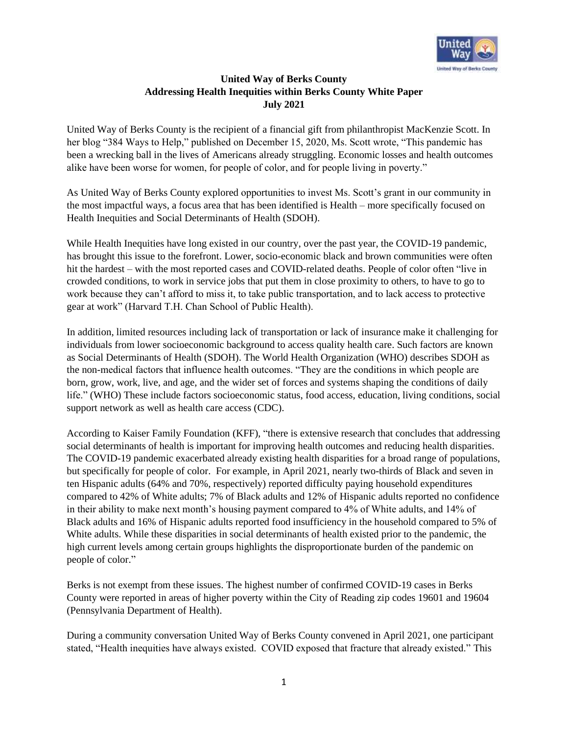**United Way of Berks County**
**Addressing Health Inequities within Berks County White Paper**
**July 2021**

United Way of Berks County is the recipient of a financial gift from philanthropist MacKenzie Scott. In her blog "384 Ways to Help," published on December 15, 2020, Ms. Scott wrote, "This pandemic has been a wrecking ball in the lives of Americans already struggling. Economic losses and health outcomes alike have been worse for women, for people of color, and for people living in poverty."

As United Way of Berks County explored opportunities to invest Ms. Scott's grant in our community in the most impactful ways, a focus area that has been identified is Health – more specifically focused on Health Inequities and Social Determinants of Health (SDOH).

While Health Inequities have long existed in our country, over the past year, the COVID-19 pandemic, has brought this issue to the forefront. Lower, socio-economic black and brown communities were often hit the hardest – with the most reported cases and COVID-related deaths. People of color often "live in crowded conditions, to work in service jobs that put them in close proximity to others, to have to go to work because they can't afford to miss it, to take public transportation, and to lack access to protective gear at work" (Harvard T.H. Chan School of Public Health).

In addition, limited resources including lack of transportation or lack of insurance make it challenging for individuals from lower socioeconomic background to access quality health care. Such factors are known as Social Determinants of Health (SDOH). The World Health Organization (WHO) describes SDOH as the non-medical factors that influence health outcomes. "They are the conditions in which people are born, grow, work, live, and age, and the wider set of forces and systems shaping the conditions of daily life." (WHO) These include factors socioeconomic status, food access, education, living conditions, social support network as well as health care access (CDC).

According to Kaiser Family Foundation (KFF), "there is extensive research that concludes that addressing social determinants of health is important for improving health outcomes and reducing health disparities. The COVID-19 pandemic exacerbated already existing health disparities for a broad range of populations, but specifically for people of color. For example, in April 2021, nearly two-thirds of Black and seven in ten Hispanic adults (64% and 70%, respectively) reported difficulty paying household expenditures compared to 42% of White adults; 7% of Black adults and 12% of Hispanic adults reported no confidence in their ability to make next month's housing payment compared to 4% of White adults, and 14% of Black adults and 16% of Hispanic adults reported food insufficiency in the household compared to 5% of White adults. While these disparities in social determinants of health existed prior to the pandemic, the high current levels among certain groups highlights the disproportionate burden of the pandemic on people of color."

Berks is not exempt from these issues. The highest number of confirmed COVID-19 cases in Berks County were reported in areas of higher poverty within the City of Reading zip codes 19601 and 19604 (Pennsylvania Department of Health).

During a community conversation United Way of Berks County convened in April 2021, one participant stated, "Health inequities have always existed. COVID exposed that fracture that already existed." This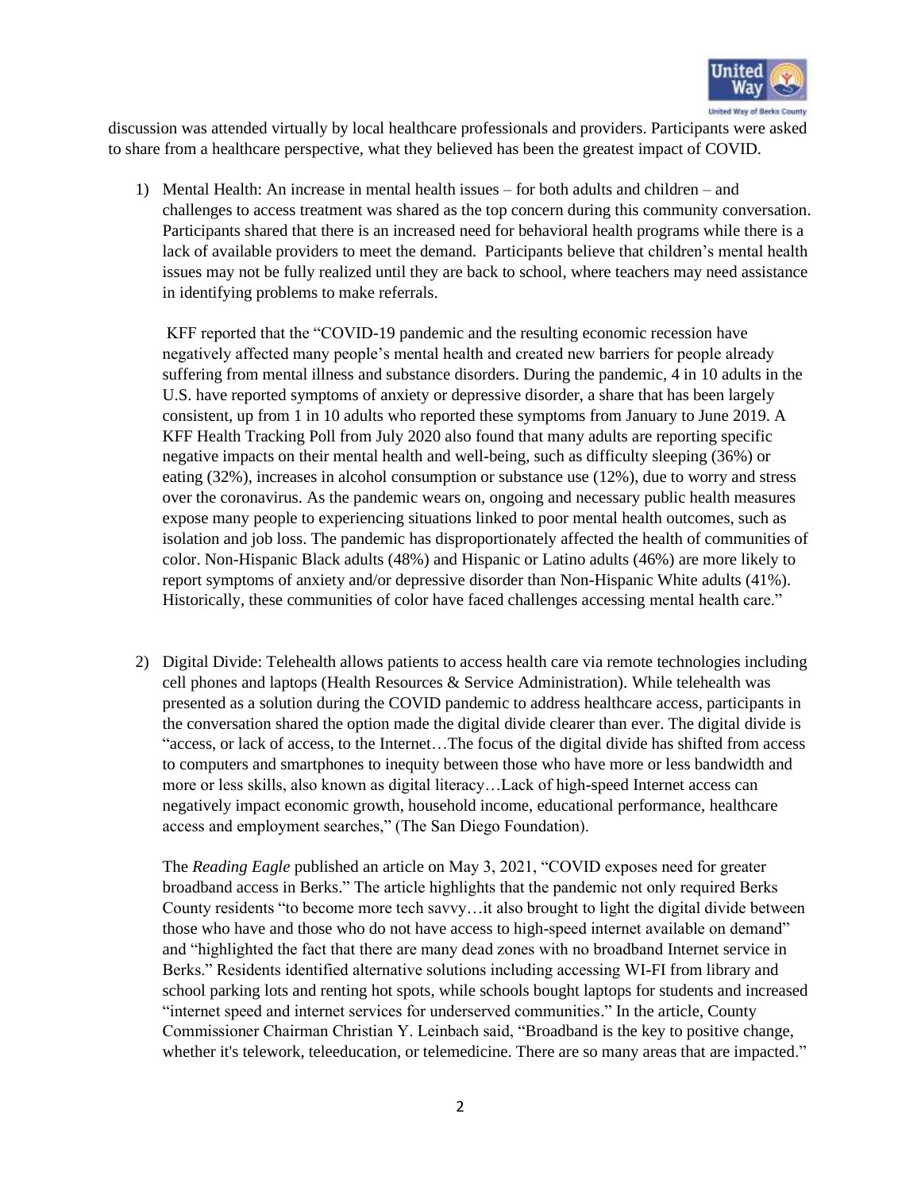discussion was attended virtually by local healthcare professionals and providers. Participants were asked to share from a healthcare perspective, what they believed has been the greatest impact of COVID.

1) Mental Health: An increase in mental health issues – for both adults and children – and challenges to access treatment was shared as the top concern during this community conversation. Participants shared that there is an increased need for behavioral health programs while there is a lack of available providers to meet the demand. Participants believe that children's mental health issues may not be fully realized until they are back to school, where teachers may need assistance in identifying problems to make referrals.

   KFF reported that the "COVID-19 pandemic and the resulting economic recession have negatively affected many people's mental health and created new barriers for people already suffering from mental illness and substance disorders. During the pandemic, 4 in 10 adults in the U.S. have reported symptoms of anxiety or depressive disorder, a share that has been largely consistent, up from 1 in 10 adults who reported these symptoms from January to June 2019. A KFF Health Tracking Poll from July 2020 also found that many adults are reporting specific negative impacts on their mental health and well-being, such as difficulty sleeping (36%) or eating (32%), increases in alcohol consumption or substance use (12%), due to worry and stress over the coronavirus. As the pandemic wears on, ongoing and necessary public health measures expose many people to experiencing situations linked to poor mental health outcomes, such as isolation and job loss. The pandemic has disproportionately affected the health of communities of color. Non-Hispanic Black adults (48%) and Hispanic or Latino adults (46%) are more likely to report symptoms of anxiety and/or depressive disorder than Non-Hispanic White adults (41%). Historically, these communities of color have faced challenges accessing mental health care."

2) Digital Divide: Telehealth allows patients to access health care via remote technologies including cell phones and laptops (Health Resources & Service Administration). While telehealth was presented as a solution during the COVID pandemic to address healthcare access, participants in the conversation shared the option made the digital divide clearer than ever. The digital divide is "access, or lack of access, to the Internet…The focus of the digital divide has shifted from access to computers and smartphones to inequity between those who have more or less bandwidth and more or less skills, also known as digital literacy…Lack of high-speed Internet access can negatively impact economic growth, household income, educational performance, healthcare access and employment searches," (The San Diego Foundation).

   The *Reading Eagle* published an article on May 3, 2021, "COVID exposes need for greater broadband access in Berks." The article highlights that the pandemic not only required Berks County residents "to become more tech savvy…it also brought to light the digital divide between those who have and those who do not have access to high-speed internet available on demand" and "highlighted the fact that there are many dead zones with no broadband Internet service in Berks." Residents identified alternative solutions including accessing WI-FI from library and school parking lots and renting hot spots, while schools bought laptops for students and increased "internet speed and internet services for underserved communities." In the article, County Commissioner Chairman Christian Y. Leinbach said, "Broadband is the key to positive change, whether it's telework, teleeducation, or telemedicine. There are so many areas that are impacted."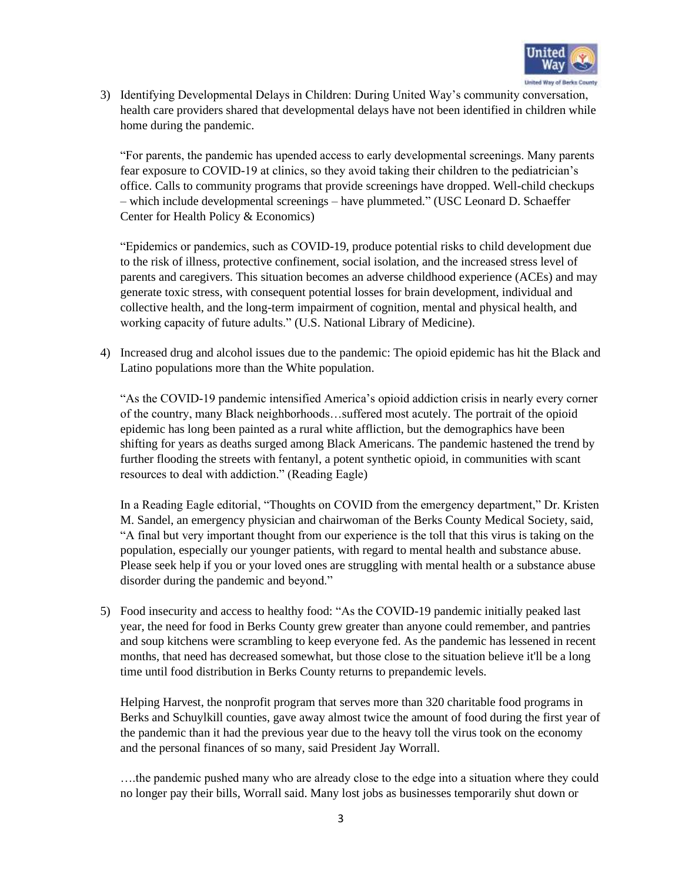3) Identifying Developmental Delays in Children: During United Way's community conversation, health care providers shared that developmental delays have not been identified in children while home during the pandemic.

   "For parents, the pandemic has upended access to early developmental screenings. Many parents fear exposure to COVID-19 at clinics, so they avoid taking their children to the pediatrician's office. Calls to community programs that provide screenings have dropped. Well-child checkups – which include developmental screenings – have plummeted." (USC Leonard D. Schaeffer Center for Health Policy & Economics)

   "Epidemics or pandemics, such as COVID-19, produce potential risks to child development due to the risk of illness, protective confinement, social isolation, and the increased stress level of parents and caregivers. This situation becomes an adverse childhood experience (ACEs) and may generate toxic stress, with consequent potential losses for brain development, individual and collective health, and the long-term impairment of cognition, mental and physical health, and working capacity of future adults." (U.S. National Library of Medicine).

4) Increased drug and alcohol issues due to the pandemic: The opioid epidemic has hit the Black and Latino populations more than the White population.

   "As the COVID-19 pandemic intensified America's opioid addiction crisis in nearly every corner of the country, many Black neighborhoods…suffered most acutely. The portrait of the opioid epidemic has long been painted as a rural white affliction, but the demographics have been shifting for years as deaths surged among Black Americans. The pandemic hastened the trend by further flooding the streets with fentanyl, a potent synthetic opioid, in communities with scant resources to deal with addiction." (Reading Eagle)

   In a Reading Eagle editorial, "Thoughts on COVID from the emergency department," Dr. Kristen M. Sandel, an emergency physician and chairwoman of the Berks County Medical Society, said, "A final but very important thought from our experience is the toll that this virus is taking on the population, especially our younger patients, with regard to mental health and substance abuse. Please seek help if you or your loved ones are struggling with mental health or a substance abuse disorder during the pandemic and beyond."

5) Food insecurity and access to healthy food: "As the COVID-19 pandemic initially peaked last year, the need for food in Berks County grew greater than anyone could remember, and pantries and soup kitchens were scrambling to keep everyone fed. As the pandemic has lessened in recent months, that need has decreased somewhat, but those close to the situation believe it'll be a long time until food distribution in Berks County returns to prepandemic levels.

   Helping Harvest, the nonprofit program that serves more than 320 charitable food programs in Berks and Schuylkill counties, gave away almost twice the amount of food during the first year of the pandemic than it had the previous year due to the heavy toll the virus took on the economy and the personal finances of so many, said President Jay Worrall.

   ….the pandemic pushed many who are already close to the edge into a situation where they could no longer pay their bills, Worrall said. Many lost jobs as businesses temporarily shut down or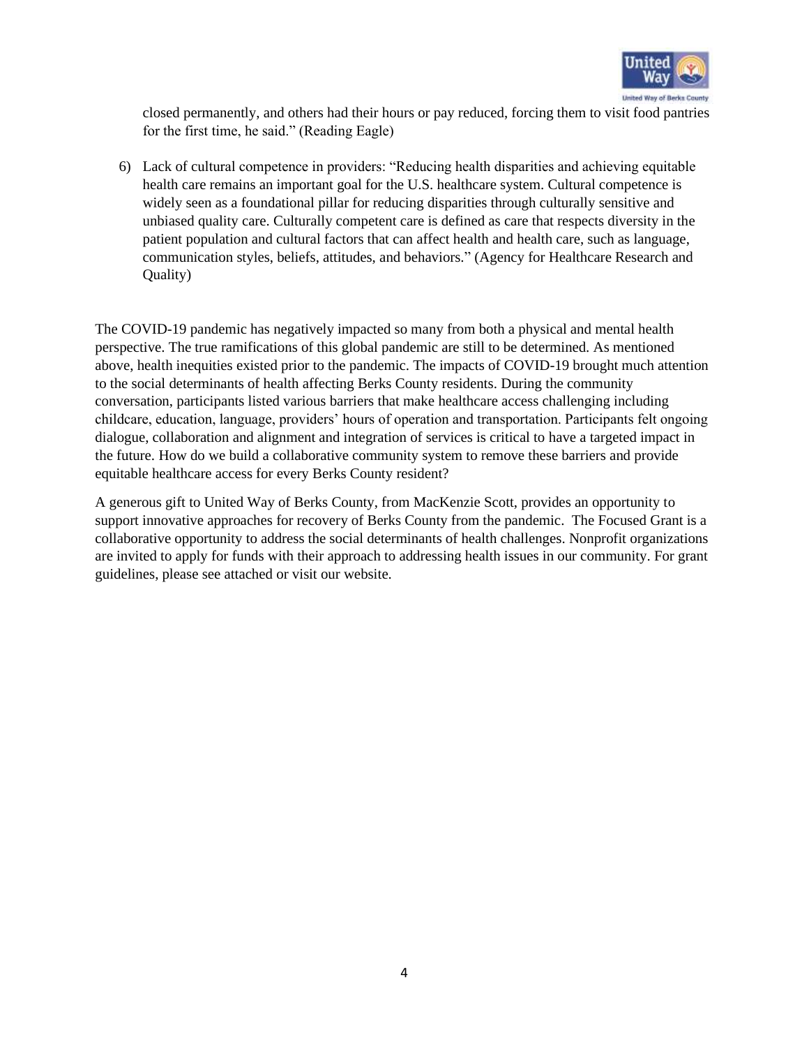closed permanently, and others had their hours or pay reduced, forcing them to visit food pantries for the first time, he said." (Reading Eagle)

6) Lack of cultural competence in providers: "Reducing health disparities and achieving equitable health care remains an important goal for the U.S. healthcare system. Cultural competence is widely seen as a foundational pillar for reducing disparities through culturally sensitive and unbiased quality care. Culturally competent care is defined as care that respects diversity in the patient population and cultural factors that can affect health and health care, such as language, communication styles, beliefs, attitudes, and behaviors." (Agency for Healthcare Research and Quality)

The COVID-19 pandemic has negatively impacted so many from both a physical and mental health perspective. The true ramifications of this global pandemic are still to be determined. As mentioned above, health inequities existed prior to the pandemic. The impacts of COVID-19 brought much attention to the social determinants of health affecting Berks County residents. During the community conversation, participants listed various barriers that make healthcare access challenging including childcare, education, language, providers' hours of operation and transportation. Participants felt ongoing dialogue, collaboration and alignment and integration of services is critical to have a targeted impact in the future. How do we build a collaborative community system to remove these barriers and provide equitable healthcare access for every Berks County resident?

A generous gift to United Way of Berks County, from MacKenzie Scott, provides an opportunity to support innovative approaches for recovery of Berks County from the pandemic. The Focused Grant is a collaborative opportunity to address the social determinants of health challenges. Nonprofit organizations are invited to apply for funds with their approach to addressing health issues in our community. For grant guidelines, please see attached or visit our website.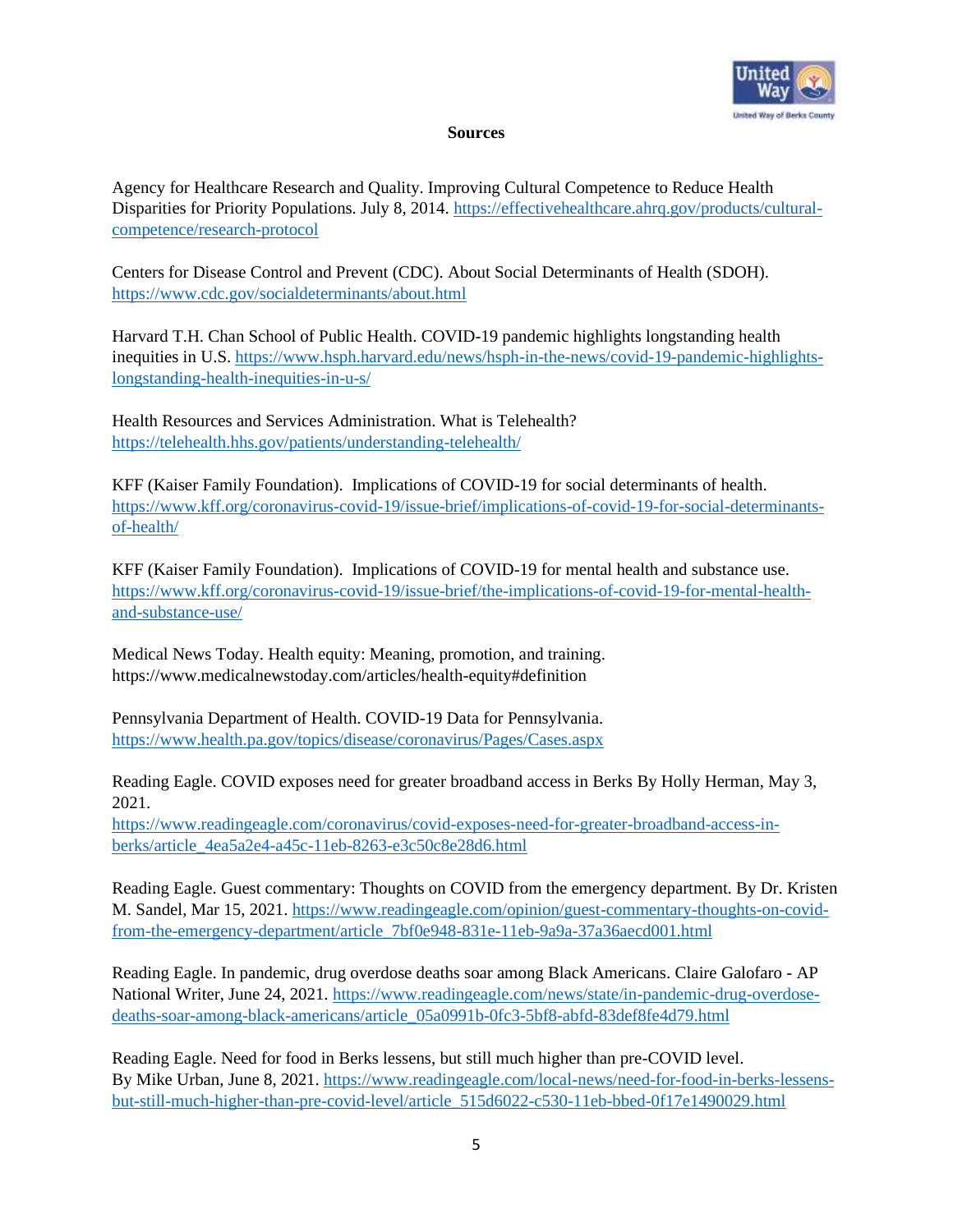## Sources

Agency for Healthcare Research and Quality. Improving Cultural Competence to Reduce Health Disparities for Priority Populations. July 8, 2014. https://effectivehealthcare.ahrq.gov/products/cultural-competence/research-protocol

Centers for Disease Control and Prevent (CDC). About Social Determinants of Health (SDOH). https://www.cdc.gov/socialdeterminants/about.html

Harvard T.H. Chan School of Public Health. COVID-19 pandemic highlights longstanding health inequities in U.S. https://www.hsph.harvard.edu/news/hsph-in-the-news/covid-19-pandemic-highlights-longstanding-health-inequities-in-u-s/

Health Resources and Services Administration. What is Telehealth? https://telehealth.hhs.gov/patients/understanding-telehealth/

KFF (Kaiser Family Foundation). Implications of COVID-19 for social determinants of health. https://www.kff.org/coronavirus-covid-19/issue-brief/implications-of-covid-19-for-social-determinants-of-health/

KFF (Kaiser Family Foundation). Implications of COVID-19 for mental health and substance use. https://www.kff.org/coronavirus-covid-19/issue-brief/the-implications-of-covid-19-for-mental-health-and-substance-use/

Medical News Today. Health equity: Meaning, promotion, and training. https://www.medicalnewstoday.com/articles/health-equity#definition

Pennsylvania Department of Health. COVID-19 Data for Pennsylvania. https://www.health.pa.gov/topics/disease/coronavirus/Pages/Cases.aspx

Reading Eagle. COVID exposes need for greater broadband access in Berks By Holly Herman, May 3, 2021. https://www.readingeagle.com/coronavirus/covid-exposes-need-for-greater-broadband-access-in-berks/article_4ea5a2e4-a45c-11eb-8263-e3c50c8e28d6.html

Reading Eagle. Guest commentary: Thoughts on COVID from the emergency department. By Dr. Kristen M. Sandel, Mar 15, 2021. https://www.readingeagle.com/opinion/guest-commentary-thoughts-on-covid-from-the-emergency-department/article_7bf0e948-831e-11eb-9a9a-37a36aecd001.html

Reading Eagle. In pandemic, drug overdose deaths soar among Black Americans. Claire Galofaro - AP National Writer, June 24, 2021. https://www.readingeagle.com/news/state/in-pandemic-drug-overdose-deaths-soar-among-black-americans/article_05a0991b-0fc3-5bf8-abfd-83def8fe4d79.html

Reading Eagle. Need for food in Berks lessens, but still much higher than pre-COVID level. By Mike Urban, June 8, 2021. https://www.readingeagle.com/local-news/need-for-food-in-berks-lessens-but-still-much-higher-than-pre-covid-level/article_515d6022-c530-11eb-bbed-0f17e1490029.html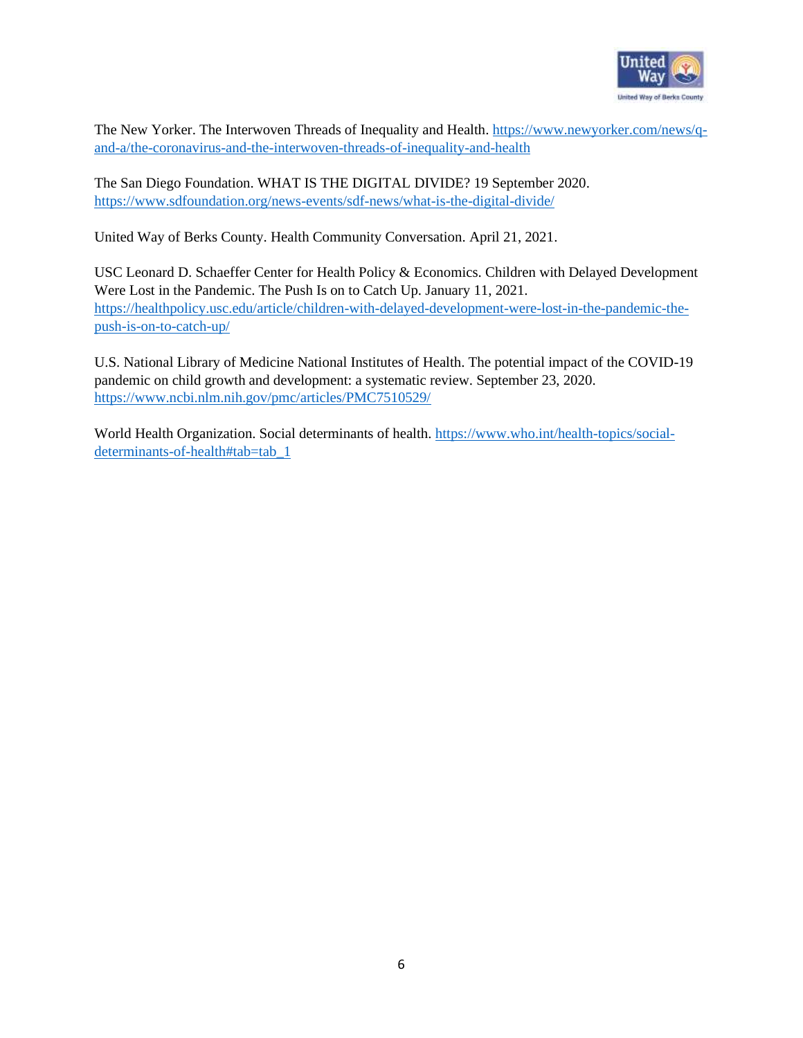The New Yorker. The Interwoven Threads of Inequality and Health. https://www.newyorker.com/news/q-and-a/the-coronavirus-and-the-interwoven-threads-of-inequality-and-health

The San Diego Foundation. WHAT IS THE DIGITAL DIVIDE? 19 September 2020. https://www.sdfoundation.org/news-events/sdf-news/what-is-the-digital-divide/

United Way of Berks County. Health Community Conversation. April 21, 2021.

USC Leonard D. Schaeffer Center for Health Policy & Economics. Children with Delayed Development Were Lost in the Pandemic. The Push Is on to Catch Up. January 11, 2021. https://healthpolicy.usc.edu/article/children-with-delayed-development-were-lost-in-the-pandemic-the-push-is-on-to-catch-up/

U.S. National Library of Medicine National Institutes of Health. The potential impact of the COVID-19 pandemic on child growth and development: a systematic review. September 23, 2020. https://www.ncbi.nlm.nih.gov/pmc/articles/PMC7510529/

World Health Organization. Social determinants of health. https://www.who.int/health-topics/social-determinants-of-health#tab=tab_1